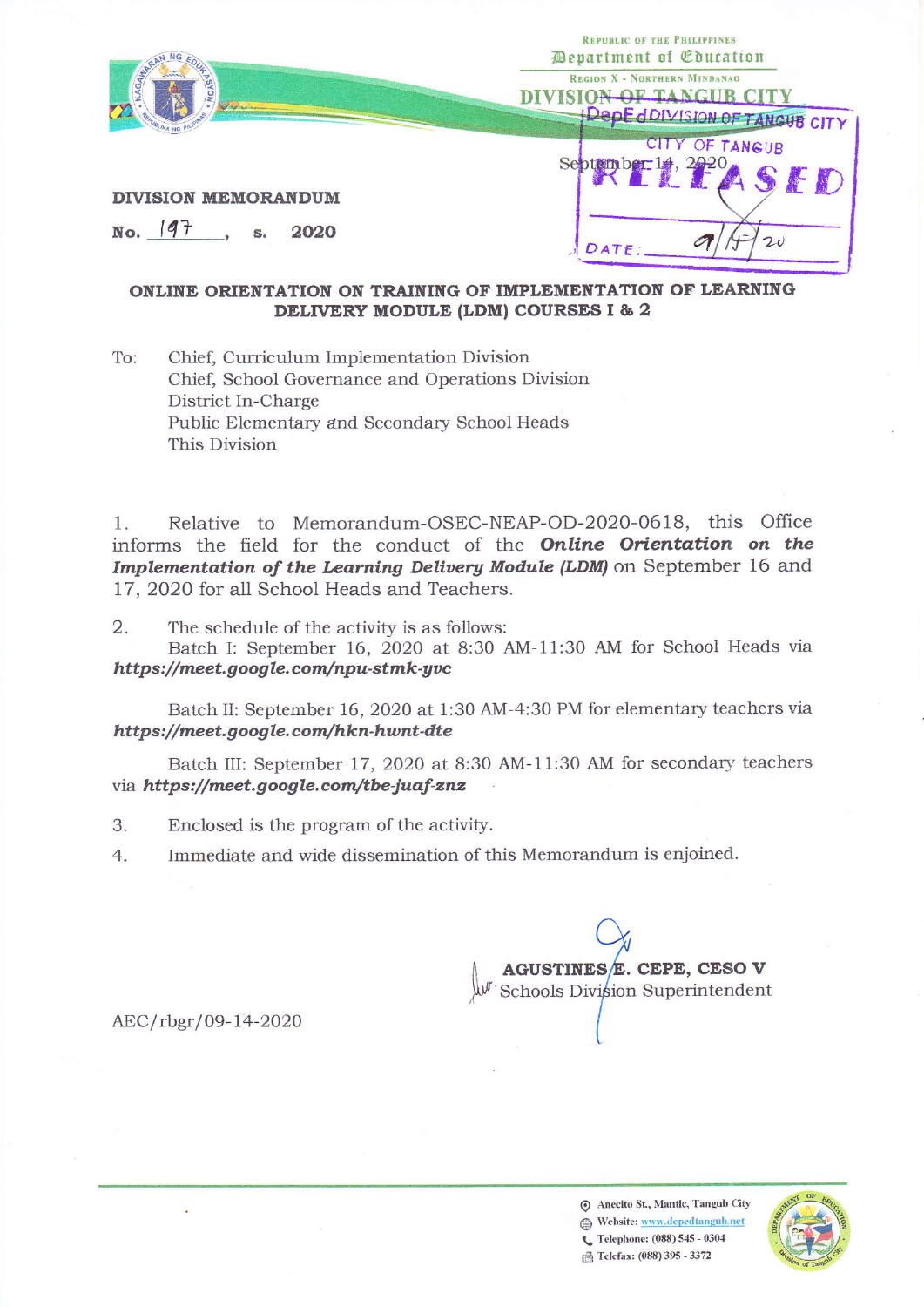Republic of the Philippines
Department of Education
Region X - Northern Mindanao
DIVISION OF TANGUB CITY

September 14, 2020

DepEd DIVISION OF TANGUB CITY
CITY OF TANGUB
RELEASED
DATE: 9/15/20

**DIVISION MEMORANDUM**

**No. 197, s. 2020**

**ONLINE ORIENTATION ON TRAINING OF IMPLEMENTATION OF LEARNING DELIVERY MODULE (LDM) COURSES I & 2**

To: Chief, Curriculum Implementation Division
Chief, School Governance and Operations Division
District In-Charge
Public Elementary and Secondary School Heads
This Division

1. Relative to Memorandum-OSEC-NEAP-OD-2020-0618, this Office informs the field for the conduct of the ***Online Orientation on the Implementation of the Learning Delivery Module (LDM)*** on September 16 and 17, 2020 for all School Heads and Teachers.

2. The schedule of the activity is as follows:
Batch I: September 16, 2020 at 8:30 AM-11:30 AM for School Heads via ***https://meet.google.com/npu-stmk-yvc***

Batch II: September 16, 2020 at 1:30 AM-4:30 PM for elementary teachers via ***https://meet.google.com/hkn-hwnt-dte***

Batch III: September 17, 2020 at 8:30 AM-11:30 AM for secondary teachers via ***https://meet.google.com/tbe-juaf-znz***

3. Enclosed is the program of the activity.

4. Immediate and wide dissemination of this Memorandum is enjoined.

**AGUSTINES E. CEPE, CESO V**
Schools Division Superintendent

AEC/rbgr/09-14-2020

Anecito St., Mantic, Tangub City
Website: www.depedtangub.net
Telephone: (088) 545 - 0304
Telefax: (088) 395 - 3372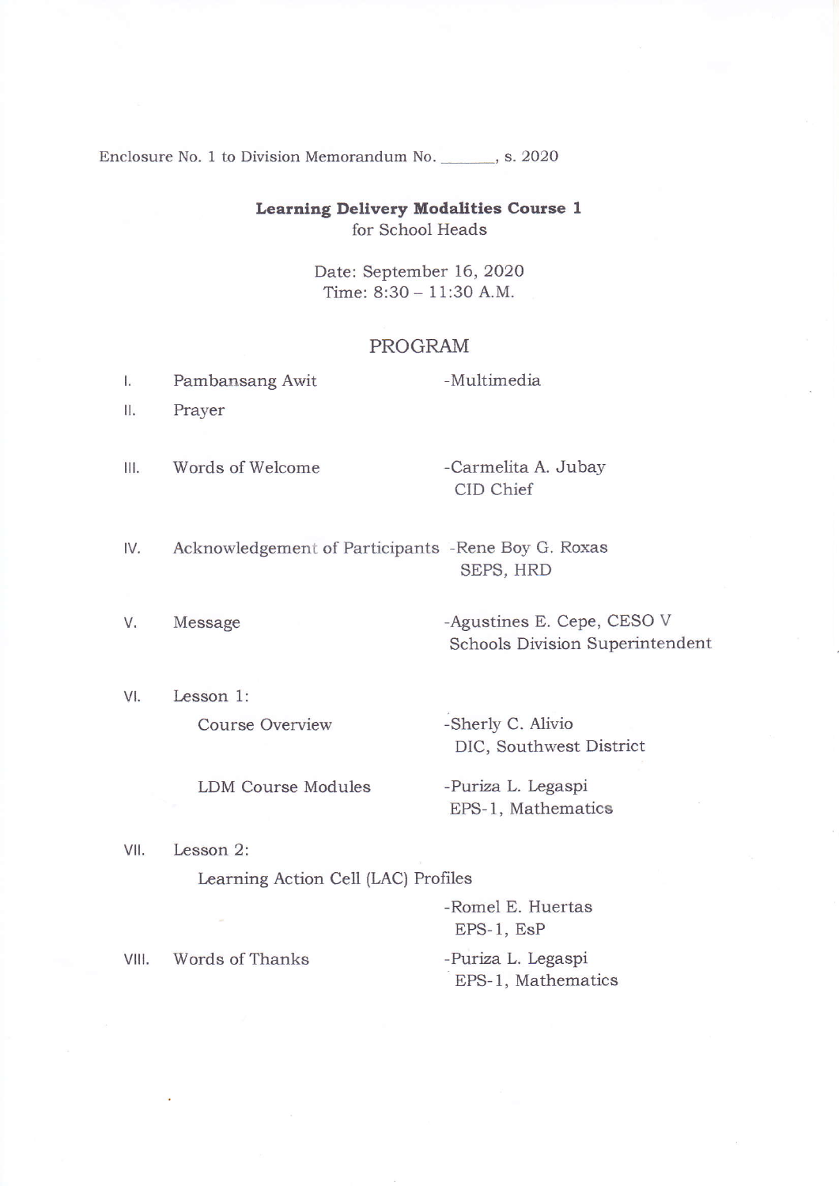Enclosure No. 1 to Division Memorandum No. _______, s. 2020

**Learning Delivery Modalities Course 1**
for School Heads

Date: September 16, 2020
Time: 8:30 – 11:30 A.M.

## PROGRAM

| | | |
|---|---|---|
| I. | Pambansang Awit | -Multimedia |
| II. | Prayer | |
| III. | Words of Welcome | -Carmelita A. Jubay<br>CID Chief |
| IV. | Acknowledgement of Participants | -Rene Boy G. Roxas<br>SEPS, HRD |
| V. | Message | -Agustines E. Cepe, CESO V<br>Schools Division Superintendent |
| VI. | Lesson 1: | |
| | Course Overview | -Sherly C. Alivio<br>DIC, Southwest District |
| | LDM Course Modules | -Puriza L. Legaspi<br>EPS-1, Mathematics |
| VII. | Lesson 2: | |
| | Learning Action Cell (LAC) Profiles | -Romel E. Huertas<br>EPS-1, EsP |
| VIII. | Words of Thanks | -Puriza L. Legaspi<br>EPS-1, Mathematics |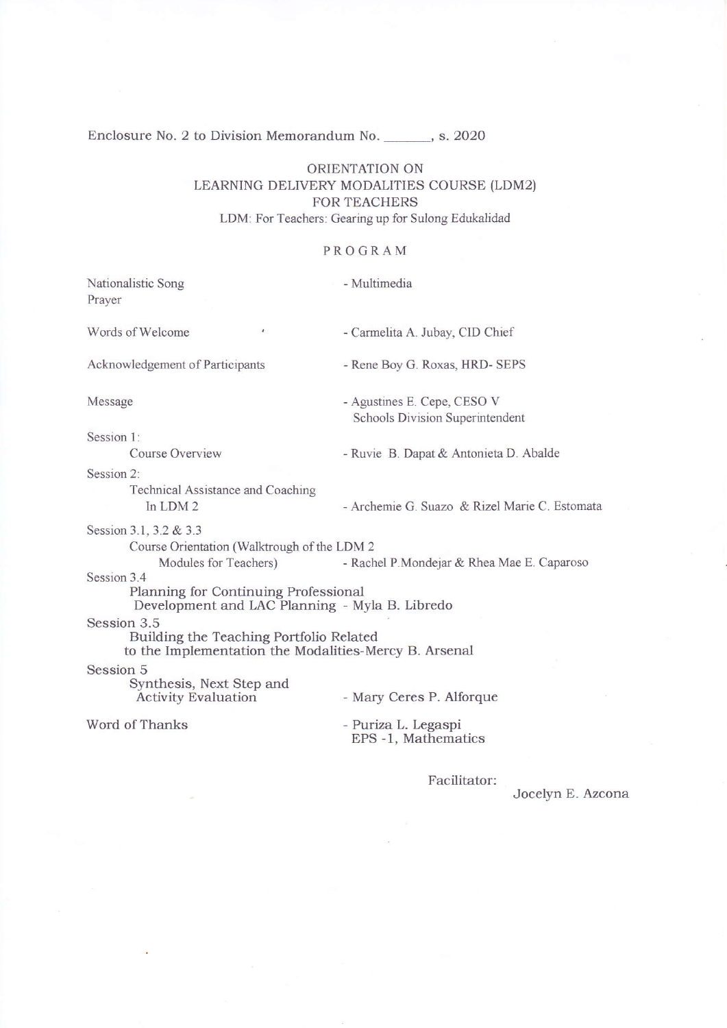Enclosure No. 2 to Division Memorandum No. _______, s. 2020

# ORIENTATION ON LEARNING DELIVERY MODALITIES COURSE (LDM2) FOR TEACHERS

LDM: For Teachers: Gearing up for Sulong Edukalidad

## PROGRAM

| | |
|---|---|
| Nationalistic Song<br>Prayer | - Multimedia |
| Words of Welcome | - Carmelita A. Jubay, CID Chief |
| Acknowledgement of Participants | - Rene Boy G. Roxas, HRD- SEPS |
| Message | - Agustines E. Cepe, CESO V<br>Schools Division Superintendent |
| Session 1:<br>Course Overview | - Ruvie B. Dapat & Antonieta D. Abalde |
| Session 2:<br>Technical Assistance and Coaching In LDM 2 | - Archemie G. Suazo & Rizel Marie C. Estomata |
| Session 3.1, 3.2 & 3.3<br>Course Orientation (Walktrough of the LDM 2 Modules for Teachers) | - Rachel P.Mondejar & Rhea Mae E. Caparoso |
| Session 3.4<br>Planning for Continuing Professional Development and LAC Planning | - Myla B. Libredo |
| Session 3.5<br>Building the Teaching Portfolio Related to the Implementation the Modalities | - Mercy B. Arsenal |
| Session 5<br>Synthesis, Next Step and Activity Evaluation | - Mary Ceres P. Alforque |
| Word of Thanks | - Puriza L. Legaspi<br>EPS -1, Mathematics |

Facilitator:

Jocelyn E. Azcona